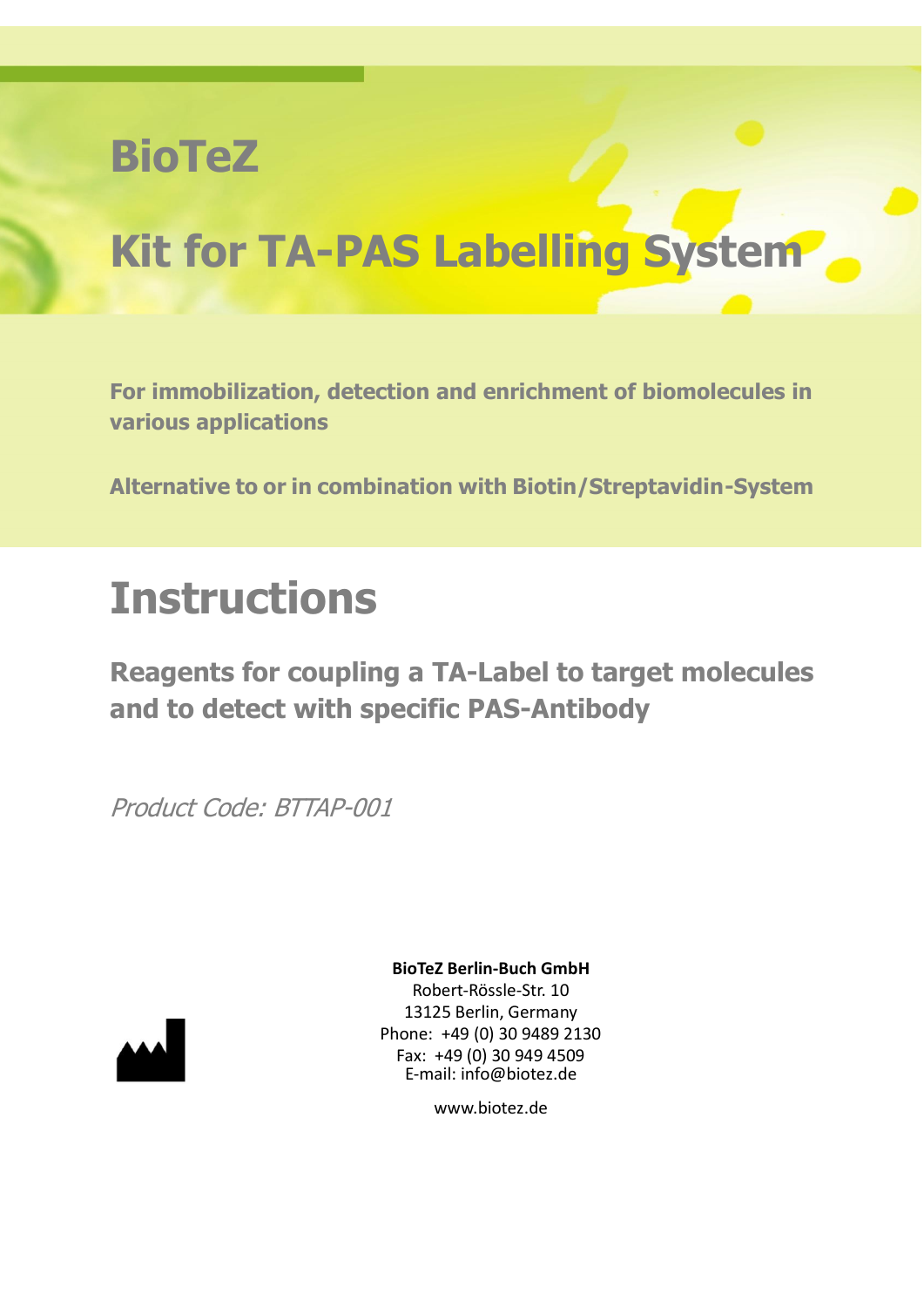# BioTeZ

# Kit for TA-PAS Labelling System

**For immobilization, detection and enrichment of biomolecules in various applications**

**Alternative to or in combination with Biotin/Streptavidin-System**

# Instructions

## Reagents for coupling a TA-Label to target molecules and to detect with specific PAS-Antibody

*Product Code: BTTAP-001*

**BioTeZ Berlin-Buch GmbH**
Robert-Rössle-Str. 10
13125 Berlin, Germany
Phone: +49 (0) 30 9489 2130
Fax: +49 (0) 30 949 4509
E-mail: info@biotez.de

www.biotez.de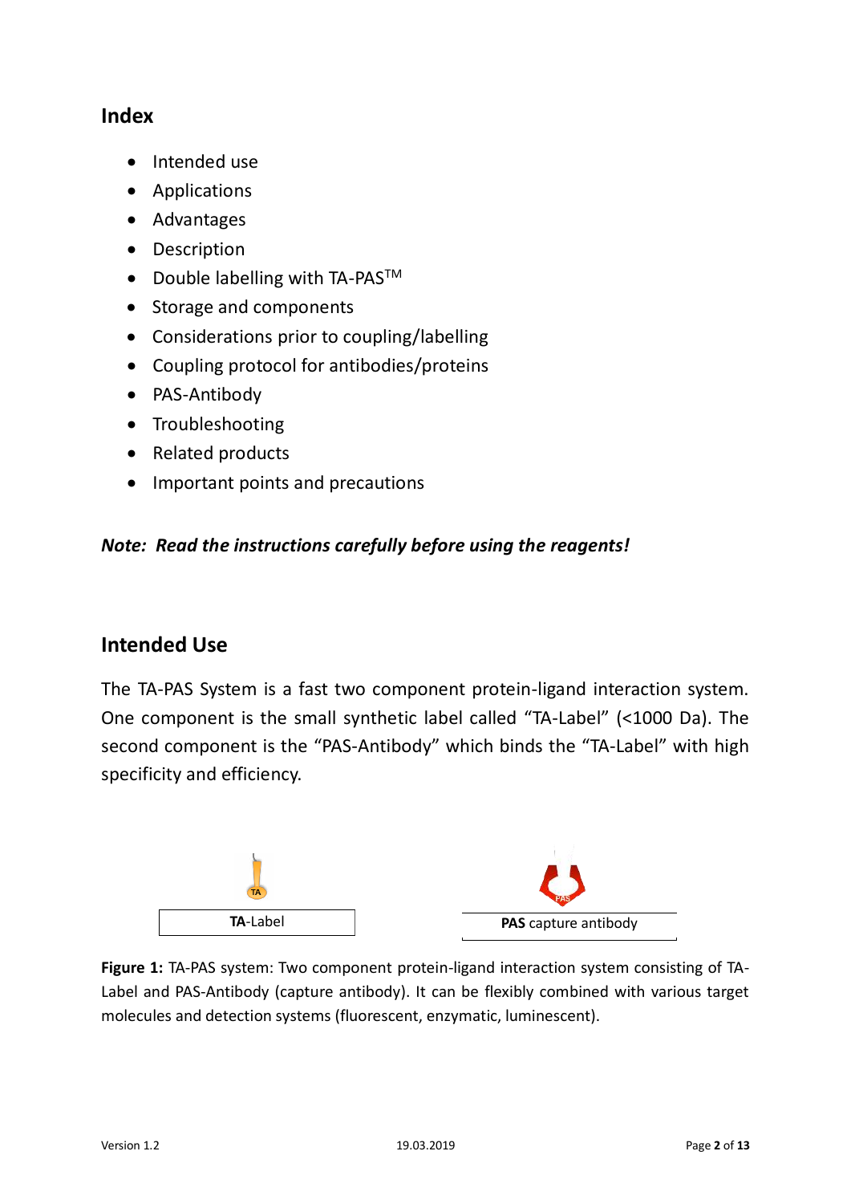## Index

- Intended use
- Applications
- Advantages
- Description
- Double labelling with TA-PAS™
- Storage and components
- Considerations prior to coupling/labelling
- Coupling protocol for antibodies/proteins
- PAS-Antibody
- Troubleshooting
- Related products
- Important points and precautions

***Note: Read the instructions carefully before using the reagents!***

## Intended Use

The TA-PAS System is a fast two component protein-ligand interaction system. One component is the small synthetic label called "TA-Label" (<1000 Da). The second component is the "PAS-Antibody" which binds the "TA-Label" with high specificity and efficiency.

**TA**-Label

**PAS** capture antibody

**Figure 1:** TA-PAS system: Two component protein-ligand interaction system consisting of TA-Label and PAS-Antibody (capture antibody). It can be flexibly combined with various target molecules and detection systems (fluorescent, enzymatic, luminescent).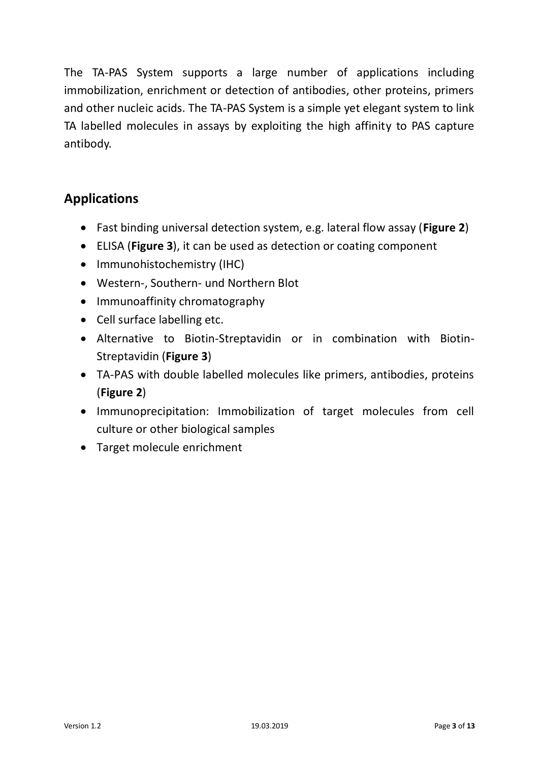The TA-PAS System supports a large number of applications including immobilization, enrichment or detection of antibodies, other proteins, primers and other nucleic acids. The TA-PAS System is a simple yet elegant system to link TA labelled molecules in assays by exploiting the high affinity to PAS capture antibody.

## Applications

- Fast binding universal detection system, e.g. lateral flow assay (**Figure 2**)
- ELISA (**Figure 3**), it can be used as detection or coating component
- Immunohistochemistry (IHC)
- Western-, Southern- und Northern Blot
- Immunoaffinity chromatography
- Cell surface labelling etc.
- Alternative to Biotin-Streptavidin or in combination with Biotin-Streptavidin (**Figure 3**)
- TA-PAS with double labelled molecules like primers, antibodies, proteins (**Figure 2**)
- Immunoprecipitation: Immobilization of target molecules from cell culture or other biological samples
- Target molecule enrichment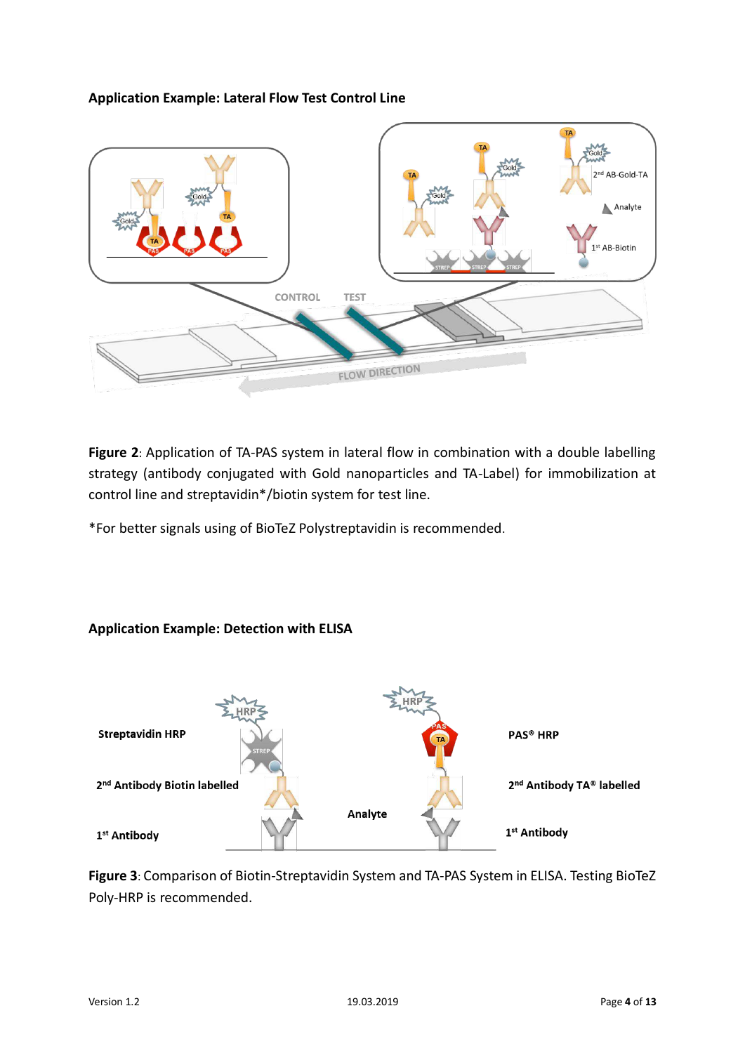**Application Example: Lateral Flow Test Control Line**

**Figure 2**: Application of TA-PAS system in lateral flow in combination with a double labelling strategy (antibody conjugated with Gold nanoparticles and TA-Label) for immobilization at control line and streptavidin*/biotin system for test line.

*For better signals using of BioTeZ Polystreptavidin is recommended.

**Application Example: Detection with ELISA**

**Figure 3**: Comparison of Biotin-Streptavidin System and TA-PAS System in ELISA. Testing BioTeZ Poly-HRP is recommended.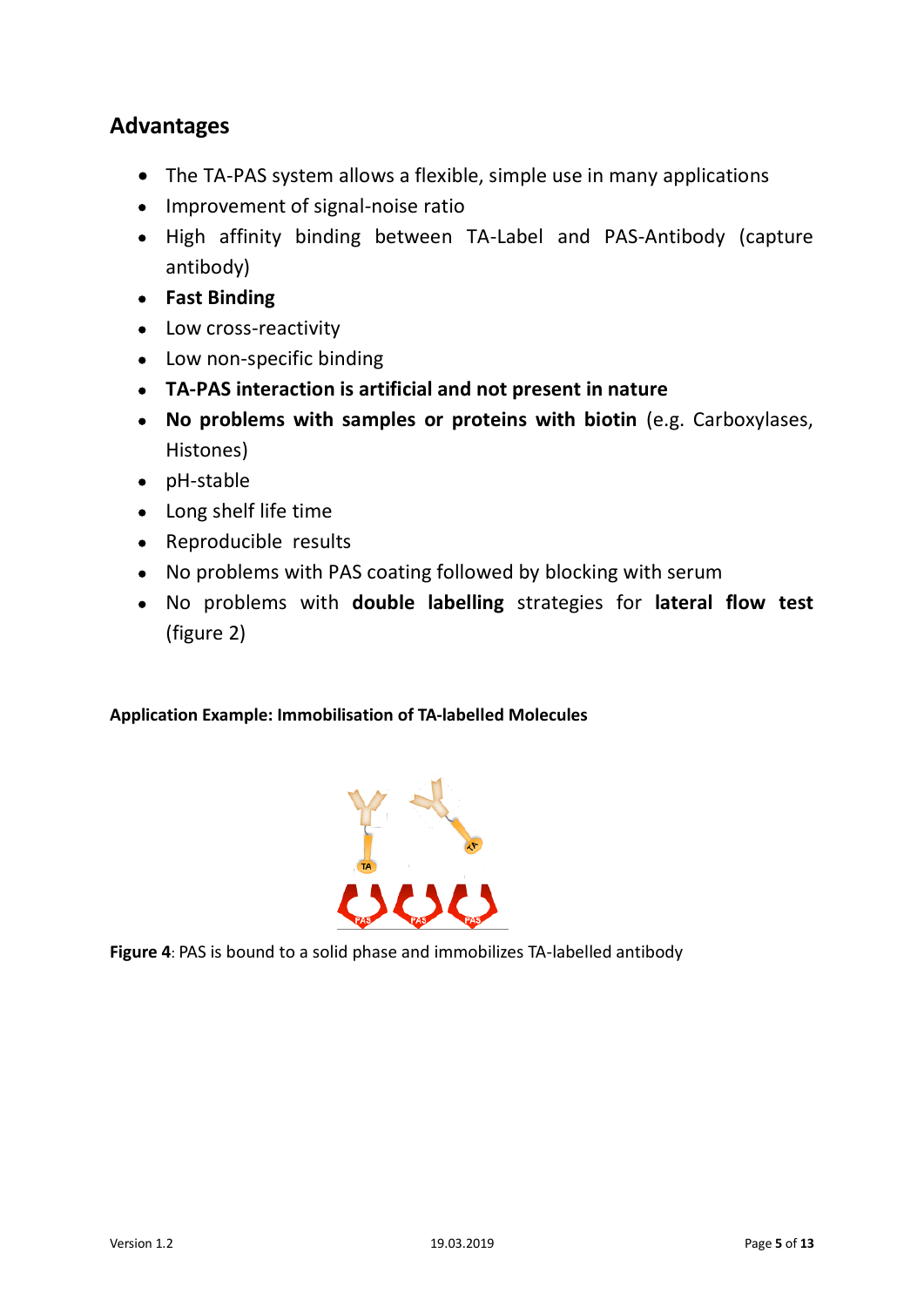## Advantages

- The TA-PAS system allows a flexible, simple use in many applications
- Improvement of signal-noise ratio
- High affinity binding between TA-Label and PAS-Antibody (capture antibody)
- **Fast Binding**
- Low cross-reactivity
- Low non-specific binding
- **TA-PAS interaction is artificial and not present in nature**
- **No problems with samples or proteins with biotin** (e.g. Carboxylases, Histones)
- pH-stable
- Long shelf life time
- Reproducible results
- No problems with PAS coating followed by blocking with serum
- No problems with **double labelling** strategies for **lateral flow test** (figure 2)

**Application Example: Immobilisation of TA-labelled Molecules**

**Figure 4**: PAS is bound to a solid phase and immobilizes TA-labelled antibody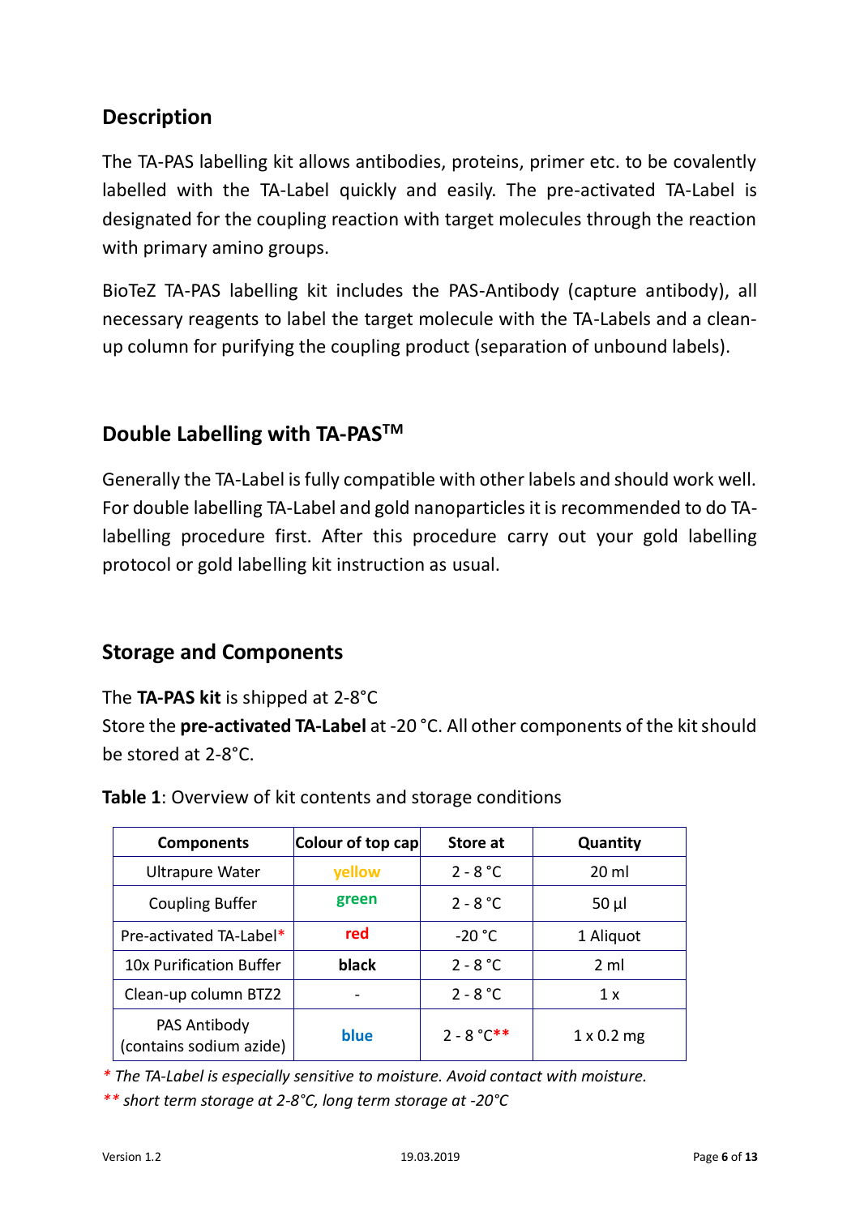## Description

The TA-PAS labelling kit allows antibodies, proteins, primer etc. to be covalently labelled with the TA-Label quickly and easily. The pre-activated TA-Label is designated for the coupling reaction with target molecules through the reaction with primary amino groups.

BioTeZ TA-PAS labelling kit includes the PAS-Antibody (capture antibody), all necessary reagents to label the target molecule with the TA-Labels and a clean-up column for purifying the coupling product (separation of unbound labels).

## Double Labelling with TA-PAS™

Generally the TA-Label is fully compatible with other labels and should work well. For double labelling TA-Label and gold nanoparticles it is recommended to do TA-labelling procedure first. After this procedure carry out your gold labelling protocol or gold labelling kit instruction as usual.

## Storage and Components

The **TA-PAS kit** is shipped at 2-8°C
Store the **pre-activated TA-Label** at -20 °C. All other components of the kit should be stored at 2-8°C.

**Table 1**: Overview of kit contents and storage conditions

| Components | Colour of top cap | Store at | Quantity |
|---|---|---|---|
| Ultrapure Water | yellow | 2 - 8 °C | 20 ml |
| Coupling Buffer | green | 2 - 8 °C | 50 µl |
| Pre-activated TA-Label* | red | -20 °C | 1 Aliquot |
| 10x Purification Buffer | black | 2 - 8 °C | 2 ml |
| Clean-up column BTZ2 | - | 2 - 8 °C | 1 x |
| PAS Antibody (contains sodium azide) | blue | 2 - 8 °C** | 1 x 0.2 mg |

*\* The TA-Label is especially sensitive to moisture. Avoid contact with moisture.*

*\*\* short term storage at 2-8°C, long term storage at -20°C*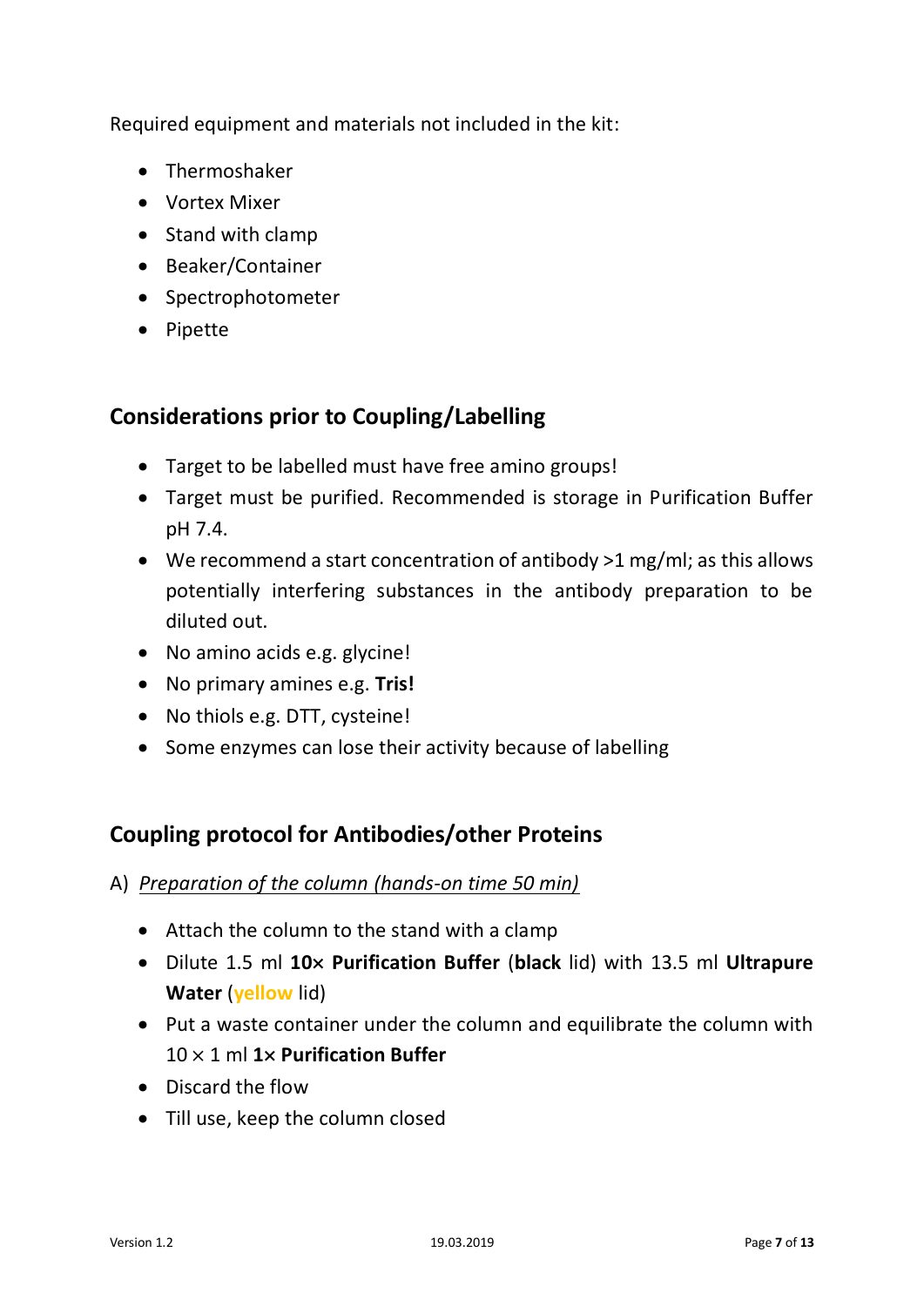Required equipment and materials not included in the kit:

- Thermoshaker
- Vortex Mixer
- Stand with clamp
- Beaker/Container
- Spectrophotometer
- Pipette

## Considerations prior to Coupling/Labelling

- Target to be labelled must have free amino groups!
- Target must be purified. Recommended is storage in Purification Buffer pH 7.4.
- We recommend a start concentration of antibody >1 mg/ml; as this allows potentially interfering substances in the antibody preparation to be diluted out.
- No amino acids e.g. glycine!
- No primary amines e.g. **Tris!**
- No thiols e.g. DTT, cysteine!
- Some enzymes can lose their activity because of labelling

## Coupling protocol for Antibodies/other Proteins

A) *Preparation of the column (hands-on time 50 min)*

- Attach the column to the stand with a clamp
- Dilute 1.5 ml **10× Purification Buffer** (**black** lid) with 13.5 ml **Ultrapure Water** (**yellow** lid)
- Put a waste container under the column and equilibrate the column with 10 × 1 ml **1× Purification Buffer**
- Discard the flow
- Till use, keep the column closed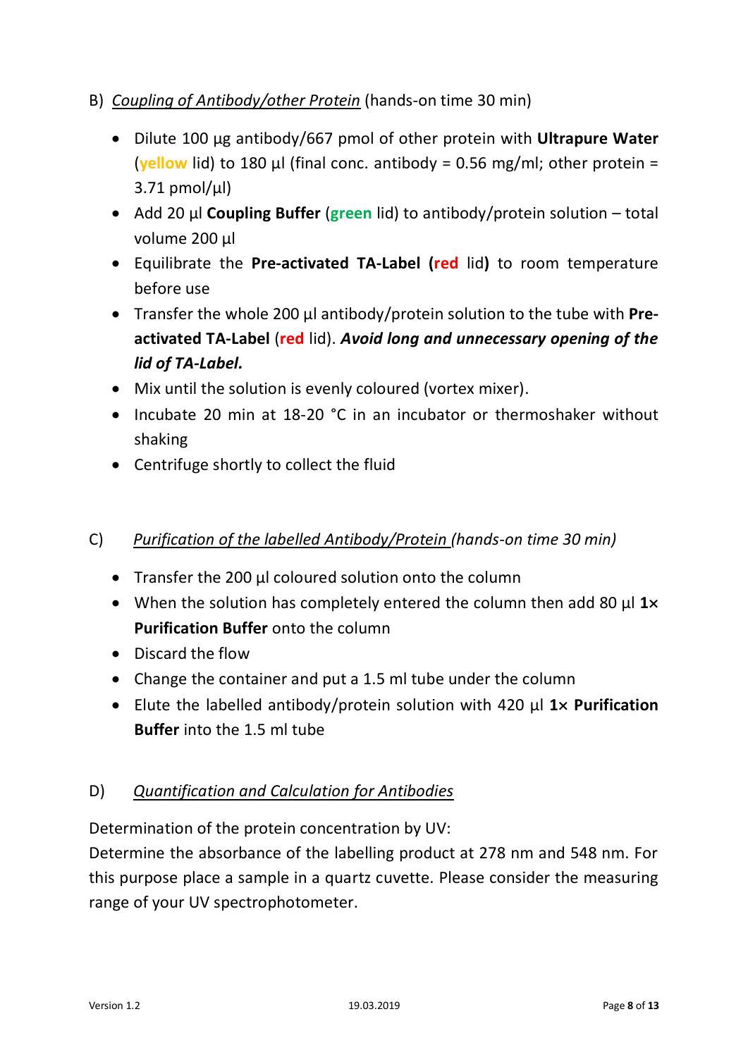## B) *Coupling of Antibody/other Protein* (hands-on time 30 min)

- Dilute 100 µg antibody/667 pmol of other protein with **Ultrapure Water** (yellow lid) to 180 µl (final conc. antibody = 0.56 mg/ml; other protein = 3.71 pmol/µl)
- Add 20 µl **Coupling Buffer** (green lid) to antibody/protein solution – total volume 200 µl
- Equilibrate the **Pre-activated TA-Label (**red lid**)** to room temperature before use
- Transfer the whole 200 µl antibody/protein solution to the tube with **Pre-activated TA-Label** (red lid). ***Avoid long and unnecessary opening of the lid of TA-Label.***
- Mix until the solution is evenly coloured (vortex mixer).
- Incubate 20 min at 18-20 °C in an incubator or thermoshaker without shaking
- Centrifuge shortly to collect the fluid

## C) *Purification of the labelled Antibody/Protein (hands-on time 30 min)*

- Transfer the 200 µl coloured solution onto the column
- When the solution has completely entered the column then add 80 µl **1× Purification Buffer** onto the column
- Discard the flow
- Change the container and put a 1.5 ml tube under the column
- Elute the labelled antibody/protein solution with 420 µl **1× Purification Buffer** into the 1.5 ml tube

## D) *Quantification and Calculation for Antibodies*

Determination of the protein concentration by UV:
Determine the absorbance of the labelling product at 278 nm and 548 nm. For this purpose place a sample in a quartz cuvette. Please consider the measuring range of your UV spectrophotometer.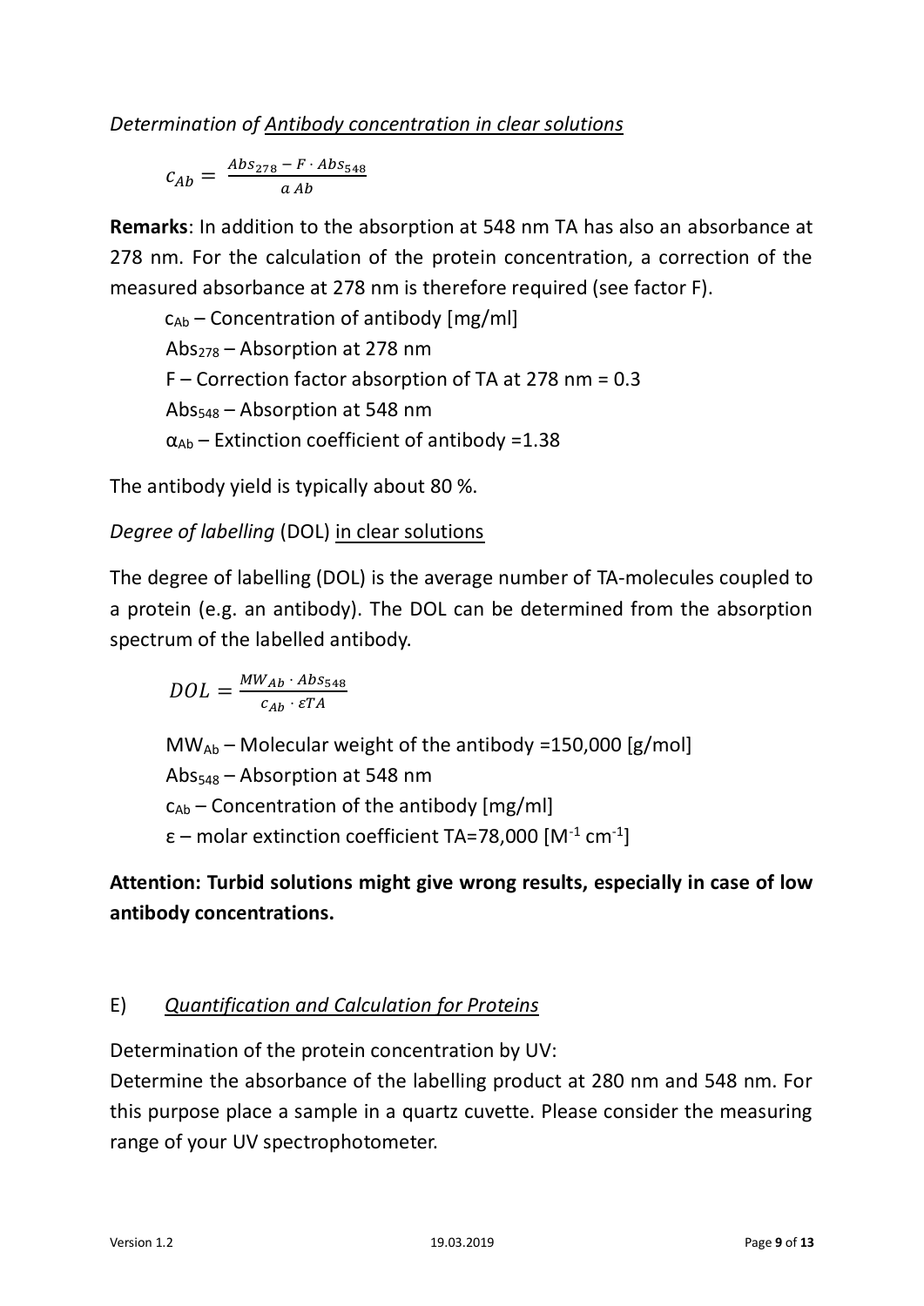*Determination of* <u>*Antibody concentration in clear solutions*</u>

$$c_{Ab} = \frac{Abs_{278} - F \cdot Abs_{548}}{a\ Ab}$$

**Remarks**: In addition to the absorption at 548 nm TA has also an absorbance at 278 nm. For the calculation of the protein concentration, a correction of the measured absorbance at 278 nm is therefore required (see factor F).

$c_{Ab}$ – Concentration of antibody [mg/ml]
$Abs_{278}$ – Absorption at 278 nm
F – Correction factor absorption of TA at 278 nm = 0.3
$Abs_{548}$ – Absorption at 548 nm
$\alpha_{Ab}$ – Extinction coefficient of antibody =1.38

The antibody yield is typically about 80 %.

*Degree of labelling* (DOL) <u>in clear solutions</u>

The degree of labelling (DOL) is the average number of TA-molecules coupled to a protein (e.g. an antibody). The DOL can be determined from the absorption spectrum of the labelled antibody.

$$DOL = \frac{MW_{Ab} \cdot Abs_{548}}{c_{Ab} \cdot \varepsilon TA}$$

$MW_{Ab}$ – Molecular weight of the antibody =150,000 [g/mol]
$Abs_{548}$ – Absorption at 548 nm
$c_{Ab}$ – Concentration of the antibody [mg/ml]
ε – molar extinction coefficient TA=78,000 [$M^{-1}$ $cm^{-1}$]

**Attention: Turbid solutions might give wrong results, especially in case of low antibody concentrations.**

## E) <u>*Quantification and Calculation for Proteins*</u>

Determination of the protein concentration by UV:
Determine the absorbance of the labelling product at 280 nm and 548 nm. For this purpose place a sample in a quartz cuvette. Please consider the measuring range of your UV spectrophotometer.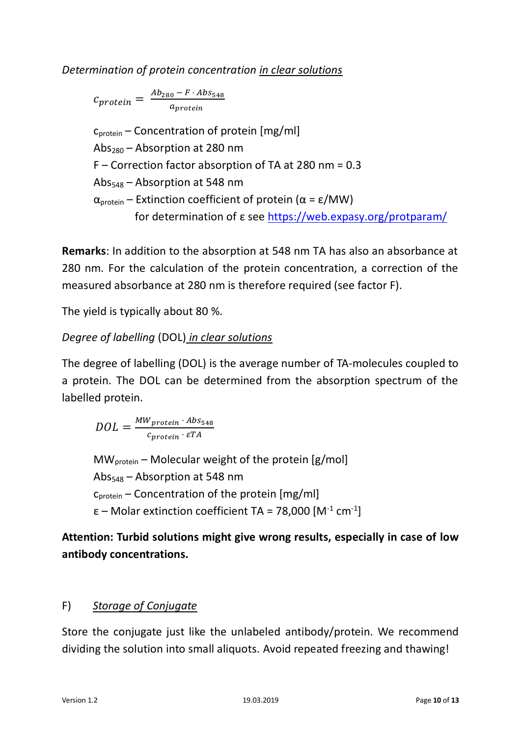*Determination of protein concentration <u>in clear solutions</u>*

$$c_{protein} = \frac{Ab_{280} - F \cdot Abs_{548}}{a_{protein}}$$

$c_{protein}$ – Concentration of protein [mg/ml]
$Abs_{280}$ – Absorption at 280 nm
F – Correction factor absorption of TA at 280 nm = 0.3
$Abs_{548}$ – Absorption at 548 nm
$\alpha_{protein}$ – Extinction coefficient of protein ($\alpha = \varepsilon/MW$)
for determination of ε see https://web.expasy.org/protparam/

**Remarks**: In addition to the absorption at 548 nm TA has also an absorbance at 280 nm. For the calculation of the protein concentration, a correction of the measured absorbance at 280 nm is therefore required (see factor F).

The yield is typically about 80 %.

*Degree of labelling* (DOL) *<u>in clear solutions</u>*

The degree of labelling (DOL) is the average number of TA-molecules coupled to a protein. The DOL can be determined from the absorption spectrum of the labelled protein.

$$DOL = \frac{MW_{protein} \cdot Abs_{548}}{c_{protein} \cdot \varepsilon TA}$$

$MW_{protein}$ – Molecular weight of the protein [g/mol]
$Abs_{548}$ – Absorption at 548 nm
$c_{protein}$ – Concentration of the protein [mg/ml]
ε – Molar extinction coefficient TA = 78,000 [$M^{-1}$ $cm^{-1}$]

**Attention: Turbid solutions might give wrong results, especially in case of low antibody concentrations.**

## F) *Storage of Conjugate*

Store the conjugate just like the unlabeled antibody/protein. We recommend dividing the solution into small aliquots. Avoid repeated freezing and thawing!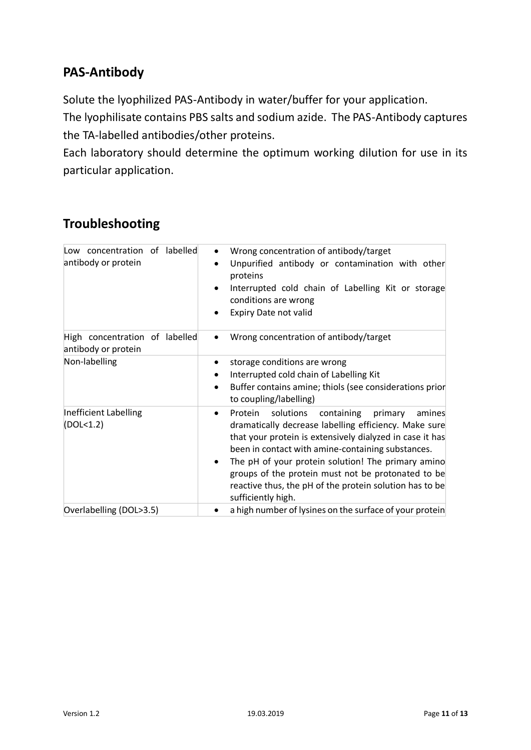## PAS-Antibody

Solute the lyophilized PAS-Antibody in water/buffer for your application.
The lyophilisate contains PBS salts and sodium azide. The PAS-Antibody captures the TA-labelled antibodies/other proteins.
Each laboratory should determine the optimum working dilution for use in its particular application.

## Troubleshooting

| | |
|---|---|
| Low concentration of labelled antibody or protein | • Wrong concentration of antibody/target<br>• Unpurified antibody or contamination with other proteins<br>• Interrupted cold chain of Labelling Kit or storage conditions are wrong<br>• Expiry Date not valid |
| High concentration of labelled antibody or protein | • Wrong concentration of antibody/target |
| Non-labelling | • storage conditions are wrong<br>• Interrupted cold chain of Labelling Kit<br>• Buffer contains amine; thiols (see considerations prior to coupling/labelling) |
| Inefficient Labelling (DOL<1.2) | • Protein solutions containing primary amines dramatically decrease labelling efficiency. Make sure that your protein is extensively dialyzed in case it has been in contact with amine-containing substances.<br>• The pH of your protein solution! The primary amino groups of the protein must not be protonated to be reactive thus, the pH of the protein solution has to be sufficiently high. |
| Overlabelling (DOL>3.5) | • a high number of lysines on the surface of your protein |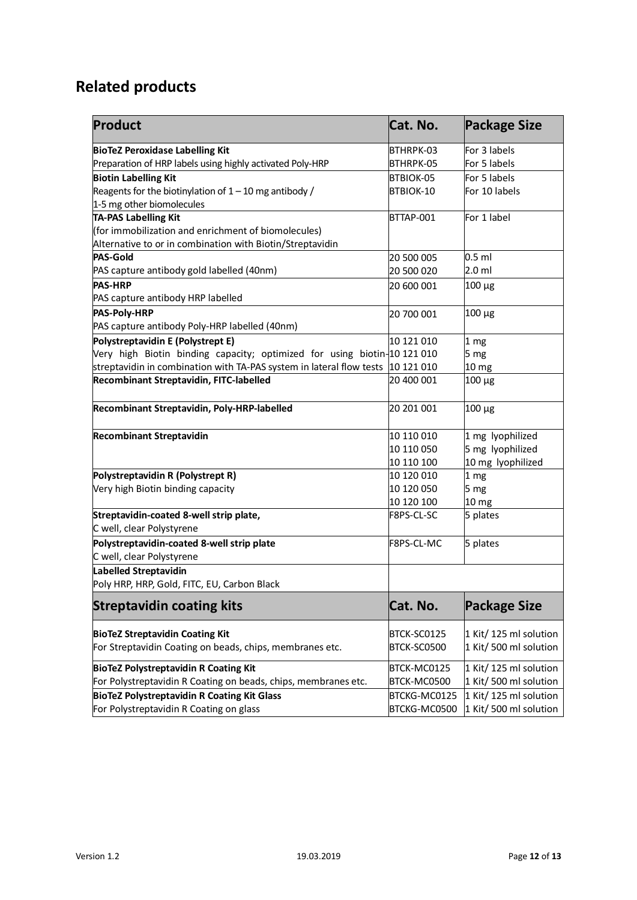## Related products

| Product | Cat. No. | Package Size |
|---|---|---|
| **BioTeZ Peroxidase Labelling Kit**<br>Preparation of HRP labels using highly activated Poly-HRP | BTHRPK-03<br>BTHRPK-05 | For 3 labels<br>For 5 labels |
| **Biotin Labelling Kit**<br>Reagents for the biotinylation of 1 – 10 mg antibody /<br>1-5 mg other biomolecules | BTBIOK-05<br>BTBIOK-10 | For 5 labels<br>For 10 labels |
| **TA-PAS Labelling Kit**<br>(for immobilization and enrichment of biomolecules)<br>Alternative to or in combination with Biotin/Streptavidin | BTTAP-001 | For 1 label |
| **PAS-Gold**<br>PAS capture antibody gold labelled (40nm) | 20 500 005<br>20 500 020 | 0.5 ml<br>2.0 ml |
| **PAS-HRP**<br>PAS capture antibody HRP labelled | 20 600 001 | 100 µg |
| **PAS-Poly-HRP**<br>PAS capture antibody Poly-HRP labelled (40nm) | 20 700 001 | 100 µg |
| **Polystreptavidin E (Polystrept E)**<br>Very high Biotin binding capacity; optimized for using biotin-streptavidin in combination with TA-PAS system in lateral flow tests | 10 121 010<br>10 121 010<br>10 121 010 | 1 mg<br>5 mg<br>10 mg |
| **Recombinant Streptavidin, FITC-labelled** | 20 400 001 | 100 µg |
| **Recombinant Streptavidin, Poly-HRP-labelled** | 20 201 001 | 100 µg |
| **Recombinant Streptavidin** | 10 110 010<br>10 110 050<br>10 110 100 | 1 mg lyophilized<br>5 mg lyophilized<br>10 mg lyophilized |
| **Polystreptavidin R (Polystrept R)**<br>Very high Biotin binding capacity | 10 120 010<br>10 120 050<br>10 120 100 | 1 mg<br>5 mg<br>10 mg |
| **Streptavidin-coated 8-well strip plate,**<br>C well, clear Polystyrene | F8PS-CL-SC | 5 plates |
| **Polystreptavidin-coated 8-well strip plate**<br>C well, clear Polystyrene | F8PS-CL-MC | 5 plates |
| **Labelled Streptavidin**<br>Poly HRP, HRP, Gold, FITC, EU, Carbon Black | | |
| **Streptavidin coating kits** | **Cat. No.** | **Package Size** |
| **BioTeZ Streptavidin Coating Kit**<br>For Streptavidin Coating on beads, chips, membranes etc. | BTCK-SC0125<br>BTCK-SC0500 | 1 Kit/ 125 ml solution<br>1 Kit/ 500 ml solution |
| **BioTeZ Polystreptavidin R Coating Kit**<br>For Polystreptavidin R Coating on beads, chips, membranes etc. | BTCK-MC0125<br>BTCK-MC0500 | 1 Kit/ 125 ml solution<br>1 Kit/ 500 ml solution |
| **BioTeZ Polystreptavidin R Coating Kit Glass**<br>For Polystreptavidin R Coating on glass | BTCKG-MC0125<br>BTCKG-MC0500 | 1 Kit/ 125 ml solution<br>1 Kit/ 500 ml solution |

Version 1.2 19.03.2019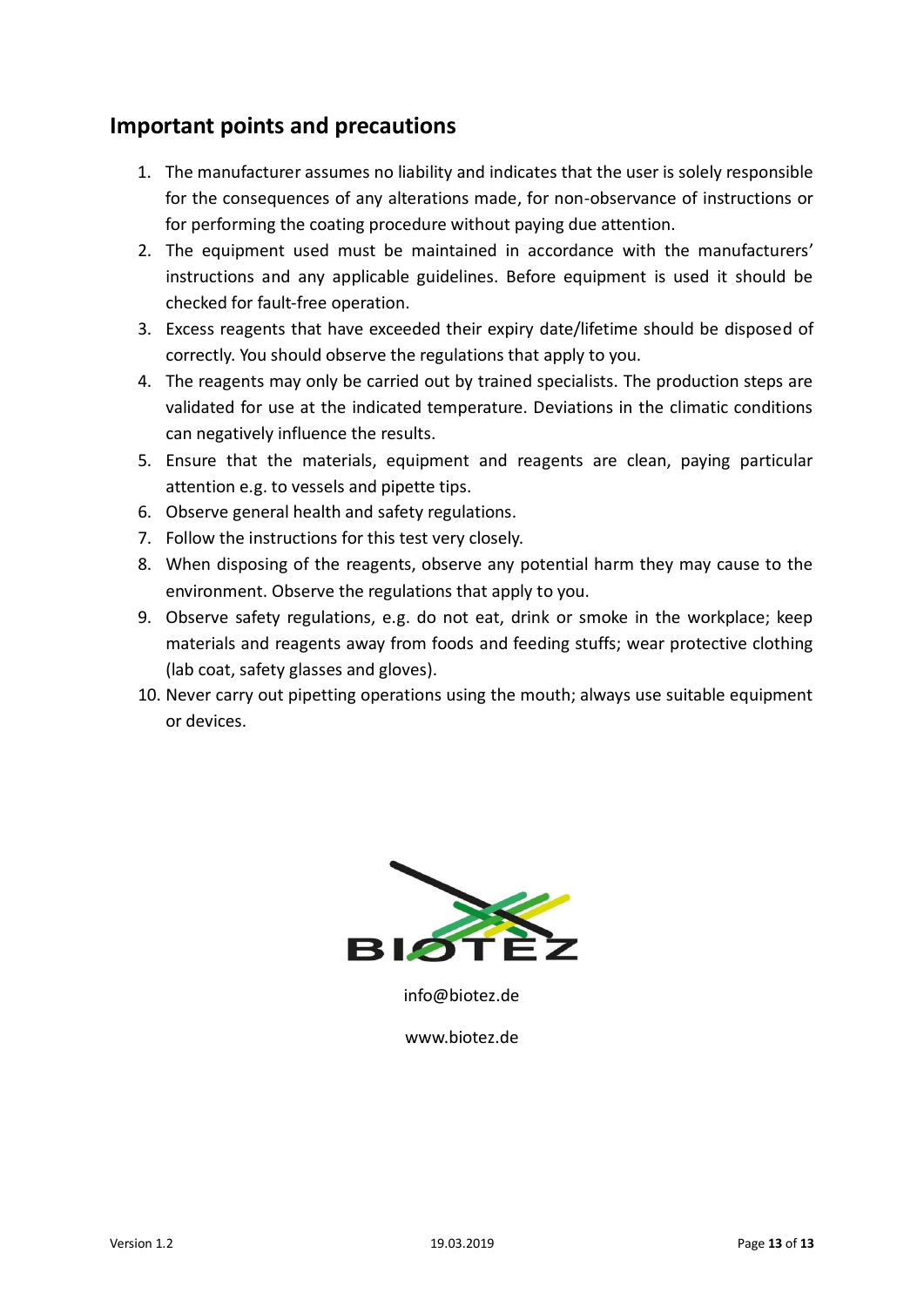## Important points and precautions

1. The manufacturer assumes no liability and indicates that the user is solely responsible for the consequences of any alterations made, for non-observance of instructions or for performing the coating procedure without paying due attention.
2. The equipment used must be maintained in accordance with the manufacturers' instructions and any applicable guidelines. Before equipment is used it should be checked for fault-free operation.
3. Excess reagents that have exceeded their expiry date/lifetime should be disposed of correctly. You should observe the regulations that apply to you.
4. The reagents may only be carried out by trained specialists. The production steps are validated for use at the indicated temperature. Deviations in the climatic conditions can negatively influence the results.
5. Ensure that the materials, equipment and reagents are clean, paying particular attention e.g. to vessels and pipette tips.
6. Observe general health and safety regulations.
7. Follow the instructions for this test very closely.
8. When disposing of the reagents, observe any potential harm they may cause to the environment. Observe the regulations that apply to you.
9. Observe safety regulations, e.g. do not eat, drink or smoke in the workplace; keep materials and reagents away from foods and feeding stuffs; wear protective clothing (lab coat, safety glasses and gloves).
10. Never carry out pipetting operations using the mouth; always use suitable equipment or devices.

BIOTEZ

info@biotez.de

www.biotez.de

Version 1.2 19.03.2019